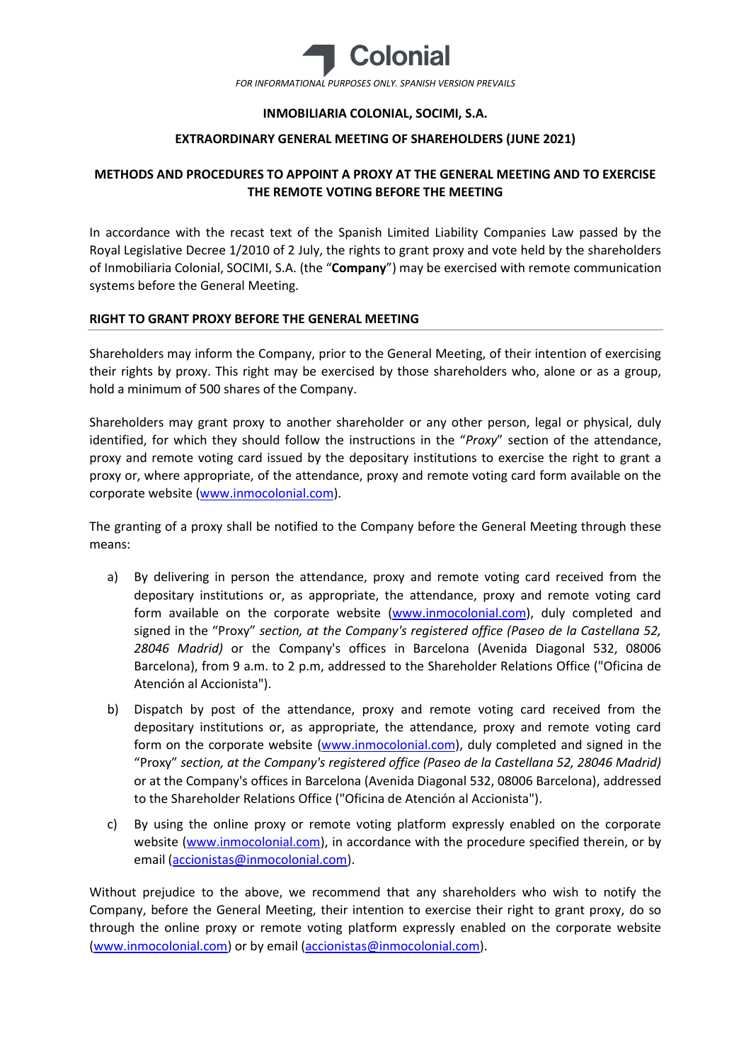Colonial

*FOR INFORMATIONAL PURPOSES ONLY. SPANISH VERSION PREVAILS*

**INMOBILIARIA COLONIAL, SOCIMI, S.A.**

**EXTRAORDINARY GENERAL MEETING OF SHAREHOLDERS (JUNE 2021)**

**METHODS AND PROCEDURES TO APPOINT A PROXY AT THE GENERAL MEETING AND TO EXERCISE THE REMOTE VOTING BEFORE THE MEETING**

In accordance with the recast text of the Spanish Limited Liability Companies Law passed by the Royal Legislative Decree 1/2010 of 2 July, the rights to grant proxy and vote held by the shareholders of Inmobiliaria Colonial, SOCIMI, S.A. (the "**Company**") may be exercised with remote communication systems before the General Meeting.

## RIGHT TO GRANT PROXY BEFORE THE GENERAL MEETING

Shareholders may inform the Company, prior to the General Meeting, of their intention of exercising their rights by proxy. This right may be exercised by those shareholders who, alone or as a group, hold a minimum of 500 shares of the Company.

Shareholders may grant proxy to another shareholder or any other person, legal or physical, duly identified, for which they should follow the instructions in the "*Proxy*" section of the attendance, proxy and remote voting card issued by the depositary institutions to exercise the right to grant a proxy or, where appropriate, of the attendance, proxy and remote voting card form available on the corporate website (www.inmocolonial.com).

The granting of a proxy shall be notified to the Company before the General Meeting through these means:

a) By delivering in person the attendance, proxy and remote voting card received from the depositary institutions or, as appropriate, the attendance, proxy and remote voting card form available on the corporate website (www.inmocolonial.com), duly completed and signed in the "Proxy" *section, at the Company's registered office (Paseo de la Castellana 52, 28046 Madrid)* or the Company's offices in Barcelona (Avenida Diagonal 532, 08006 Barcelona), from 9 a.m. to 2 p.m, addressed to the Shareholder Relations Office ("Oficina de Atención al Accionista").

b) Dispatch by post of the attendance, proxy and remote voting card received from the depositary institutions or, as appropriate, the attendance, proxy and remote voting card form on the corporate website (www.inmocolonial.com), duly completed and signed in the "Proxy" *section, at the Company's registered office (Paseo de la Castellana 52, 28046 Madrid)* or at the Company's offices in Barcelona (Avenida Diagonal 532, 08006 Barcelona), addressed to the Shareholder Relations Office ("Oficina de Atención al Accionista").

c) By using the online proxy or remote voting platform expressly enabled on the corporate website (www.inmocolonial.com), in accordance with the procedure specified therein, or by email (accionistas@inmocolonial.com).

Without prejudice to the above, we recommend that any shareholders who wish to notify the Company, before the General Meeting, their intention to exercise their right to grant proxy, do so through the online proxy or remote voting platform expressly enabled on the corporate website (www.inmocolonial.com) or by email (accionistas@inmocolonial.com).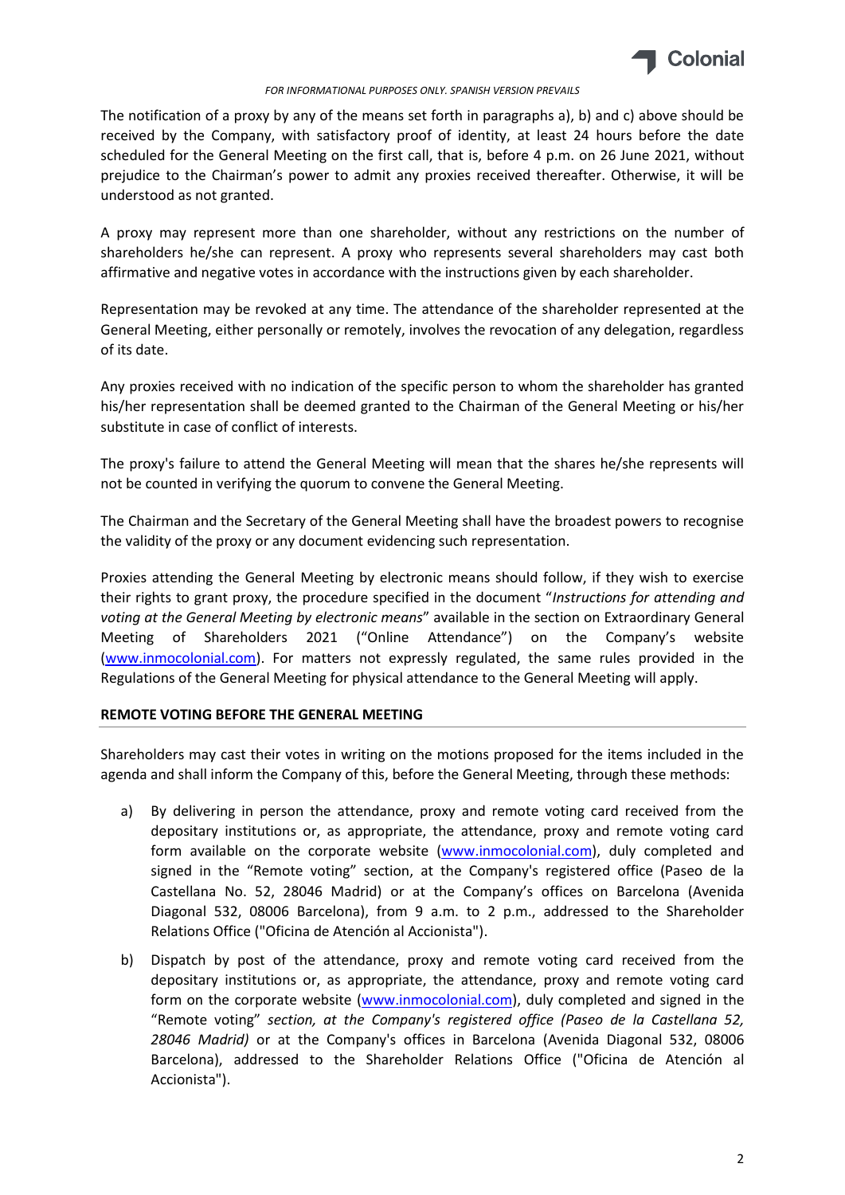The notification of a proxy by any of the means set forth in paragraphs a), b) and c) above should be received by the Company, with satisfactory proof of identity, at least 24 hours before the date scheduled for the General Meeting on the first call, that is, before 4 p.m. on 26 June 2021, without prejudice to the Chairman's power to admit any proxies received thereafter. Otherwise, it will be understood as not granted.

A proxy may represent more than one shareholder, without any restrictions on the number of shareholders he/she can represent. A proxy who represents several shareholders may cast both affirmative and negative votes in accordance with the instructions given by each shareholder.

Representation may be revoked at any time. The attendance of the shareholder represented at the General Meeting, either personally or remotely, involves the revocation of any delegation, regardless of its date.

Any proxies received with no indication of the specific person to whom the shareholder has granted his/her representation shall be deemed granted to the Chairman of the General Meeting or his/her substitute in case of conflict of interests.

The proxy's failure to attend the General Meeting will mean that the shares he/she represents will not be counted in verifying the quorum to convene the General Meeting.

The Chairman and the Secretary of the General Meeting shall have the broadest powers to recognise the validity of the proxy or any document evidencing such representation.

Proxies attending the General Meeting by electronic means should follow, if they wish to exercise their rights to grant proxy, the procedure specified in the document "*Instructions for attending and voting at the General Meeting by electronic means*" available in the section on Extraordinary General Meeting of Shareholders 2021 ("Online Attendance") on the Company's website (www.inmocolonial.com). For matters not expressly regulated, the same rules provided in the Regulations of the General Meeting for physical attendance to the General Meeting will apply.

## REMOTE VOTING BEFORE THE GENERAL MEETING

Shareholders may cast their votes in writing on the motions proposed for the items included in the agenda and shall inform the Company of this, before the General Meeting, through these methods:

a) By delivering in person the attendance, proxy and remote voting card received from the depositary institutions or, as appropriate, the attendance, proxy and remote voting card form available on the corporate website (www.inmocolonial.com), duly completed and signed in the "Remote voting" section, at the Company's registered office (Paseo de la Castellana No. 52, 28046 Madrid) or at the Company's offices on Barcelona (Avenida Diagonal 532, 08006 Barcelona), from 9 a.m. to 2 p.m., addressed to the Shareholder Relations Office ("Oficina de Atención al Accionista").

b) Dispatch by post of the attendance, proxy and remote voting card received from the depositary institutions or, as appropriate, the attendance, proxy and remote voting card form on the corporate website (www.inmocolonial.com), duly completed and signed in the "Remote voting" *section, at the Company's registered office (Paseo de la Castellana 52, 28046 Madrid)* or at the Company's offices in Barcelona (Avenida Diagonal 532, 08006 Barcelona), addressed to the Shareholder Relations Office ("Oficina de Atención al Accionista").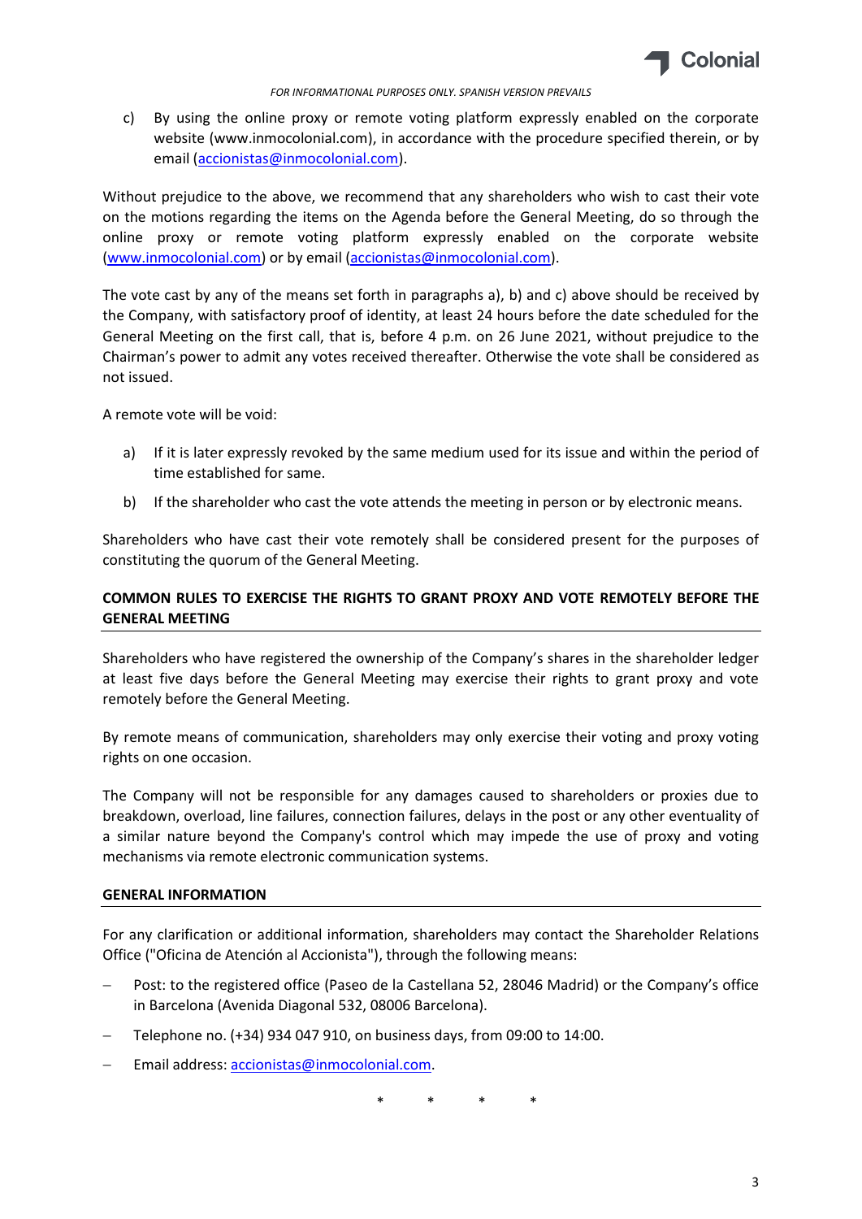c) By using the online proxy or remote voting platform expressly enabled on the corporate website (www.inmocolonial.com), in accordance with the procedure specified therein, or by email (accionistas@inmocolonial.com).

Without prejudice to the above, we recommend that any shareholders who wish to cast their vote on the motions regarding the items on the Agenda before the General Meeting, do so through the online proxy or remote voting platform expressly enabled on the corporate website (www.inmocolonial.com) or by email (accionistas@inmocolonial.com).

The vote cast by any of the means set forth in paragraphs a), b) and c) above should be received by the Company, with satisfactory proof of identity, at least 24 hours before the date scheduled for the General Meeting on the first call, that is, before 4 p.m. on 26 June 2021, without prejudice to the Chairman's power to admit any votes received thereafter. Otherwise the vote shall be considered as not issued.

A remote vote will be void:

a) If it is later expressly revoked by the same medium used for its issue and within the period of time established for same.

b) If the shareholder who cast the vote attends the meeting in person or by electronic means.

Shareholders who have cast their vote remotely shall be considered present for the purposes of constituting the quorum of the General Meeting.

## COMMON RULES TO EXERCISE THE RIGHTS TO GRANT PROXY AND VOTE REMOTELY BEFORE THE GENERAL MEETING

Shareholders who have registered the ownership of the Company's shares in the shareholder ledger at least five days before the General Meeting may exercise their rights to grant proxy and vote remotely before the General Meeting.

By remote means of communication, shareholders may only exercise their voting and proxy voting rights on one occasion.

The Company will not be responsible for any damages caused to shareholders or proxies due to breakdown, overload, line failures, connection failures, delays in the post or any other eventuality of a similar nature beyond the Company's control which may impede the use of proxy and voting mechanisms via remote electronic communication systems.

## GENERAL INFORMATION

For any clarification or additional information, shareholders may contact the Shareholder Relations Office ("Oficina de Atención al Accionista"), through the following means:

- Post: to the registered office (Paseo de la Castellana 52, 28046 Madrid) or the Company's office in Barcelona (Avenida Diagonal 532, 08006 Barcelona).
- Telephone no. (+34) 934 047 910, on business days, from 09:00 to 14:00.
- Email address: accionistas@inmocolonial.com.

\* \* \* \*